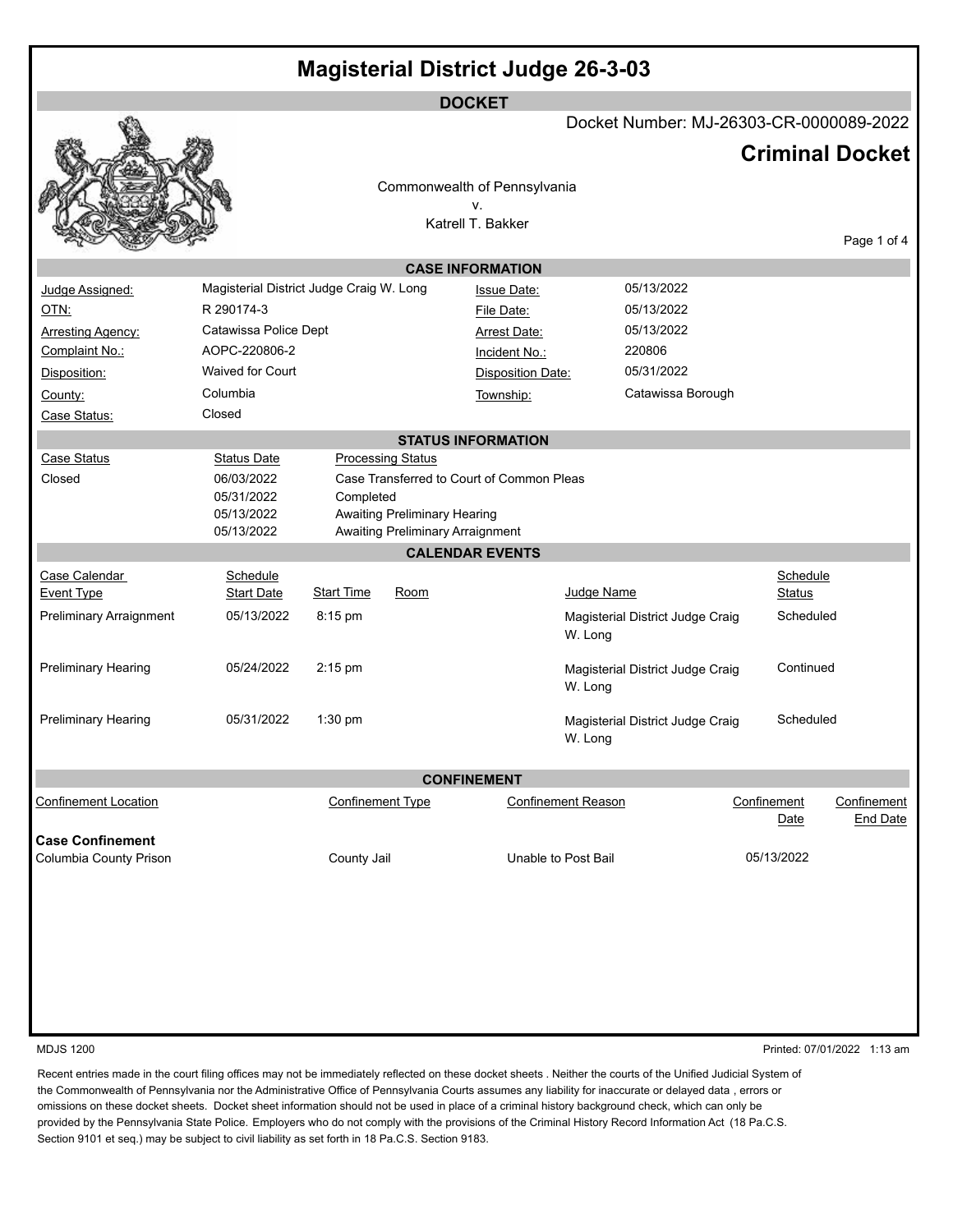# Magisterial District Judge 26-3-03

## DOCKET

Docket Number: MJ-26303-CR-0000089-2022

## Criminal Docket

Commonwealth of Pennsylvania
v.
Katrell T. Bakker

### CASE INFORMATION

| | | | |
|---|---|---|---|
| Judge Assigned: | Magisterial District Judge Craig W. Long | Issue Date: | 05/13/2022 |
| OTN: | R 290174-3 | File Date: | 05/13/2022 |
| Arresting Agency: | Catawissa Police Dept | Arrest Date: | 05/13/2022 |
| Complaint No.: | AOPC-220806-2 | Incident No.: | 220806 |
| Disposition: | Waived for Court | Disposition Date: | 05/31/2022 |
| County: | Columbia | Township: | Catawissa Borough |
| Case Status: | Closed | | |

### STATUS INFORMATION

| Case Status | Status Date | Processing Status |
|---|---|---|
| Closed | 06/03/2022 | Case Transferred to Court of Common Pleas |
| | 05/31/2022 | Completed |
| | 05/13/2022 | Awaiting Preliminary Hearing |
| | 05/13/2022 | Awaiting Preliminary Arraignment |

### CALENDAR EVENTS

| Case Calendar Event Type | Schedule Start Date | Start Time | Room | Judge Name | Schedule Status |
|---|---|---|---|---|---|
| Preliminary Arraignment | 05/13/2022 | 8:15 pm | | Magisterial District Judge Craig W. Long | Scheduled |
| Preliminary Hearing | 05/24/2022 | 2:15 pm | | Magisterial District Judge Craig W. Long | Continued |
| Preliminary Hearing | 05/31/2022 | 1:30 pm | | Magisterial District Judge Craig W. Long | Scheduled |

### CONFINEMENT

| Confinement Location | Confinement Type | Confinement Reason | Confinement Date | Confinement End Date |
|---|---|---|---|---|
| **Case Confinement** | | | | |
| Columbia County Prison | County Jail | Unable to Post Bail | 05/13/2022 | |

MDJS 1200

Printed: 07/01/2022 1:13 am

Recent entries made in the court filing offices may not be immediately reflected on these docket sheets . Neither the courts of the Unified Judicial System of the Commonwealth of Pennsylvania nor the Administrative Office of Pennsylvania Courts assumes any liability for inaccurate or delayed data , errors or omissions on these docket sheets. Docket sheet information should not be used in place of a criminal history background check, which can only be provided by the Pennsylvania State Police. Employers who do not comply with the provisions of the Criminal History Record Information Act (18 Pa.C.S. Section 9101 et seq.) may be subject to civil liability as set forth in 18 Pa.C.S. Section 9183.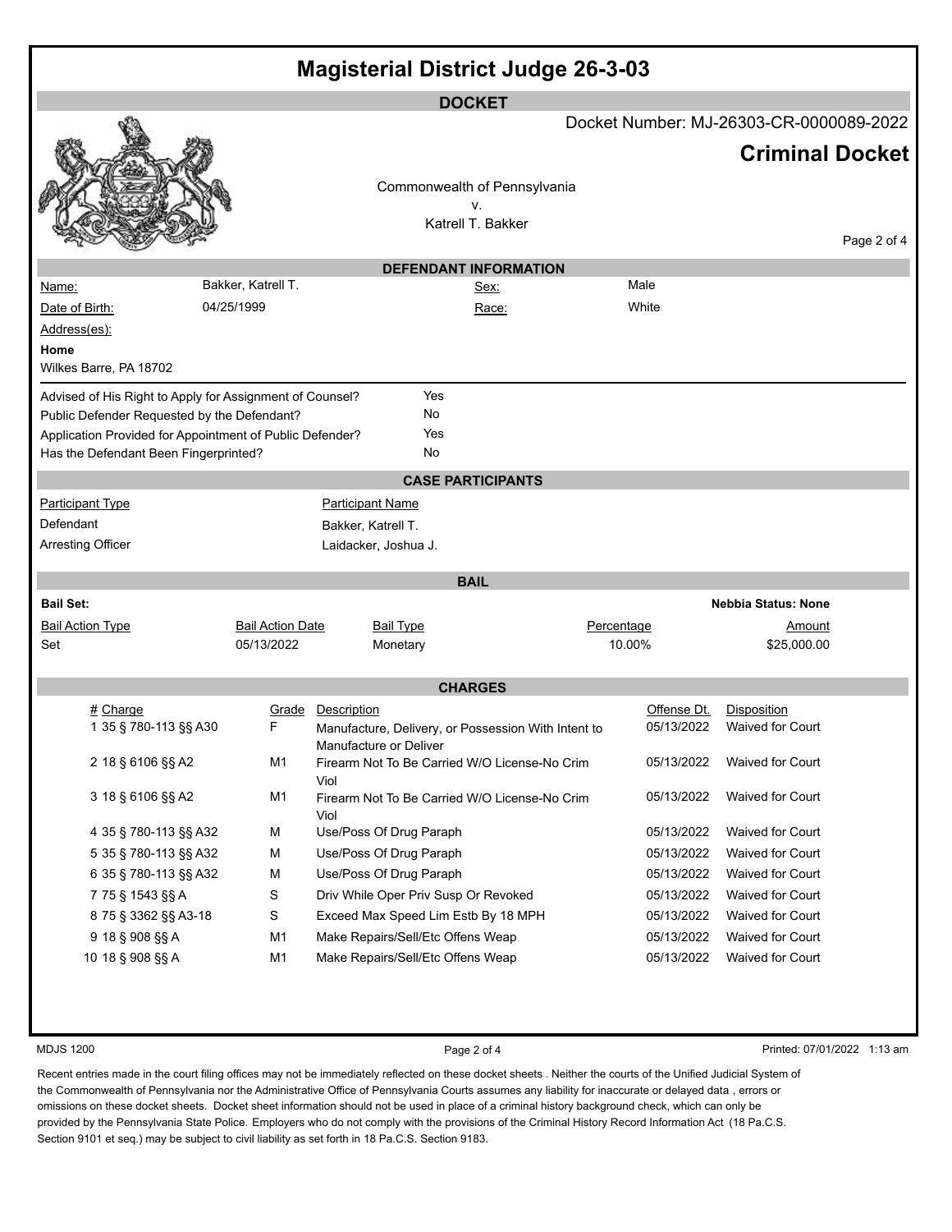# Magisterial District Judge 26-3-03

## DOCKET

Docket Number: MJ-26303-CR-0000089-2022

**Criminal Docket**

Commonwealth of Pennsylvania
v.
Katrell T. Bakker

### DEFENDANT INFORMATION

| | | | |
|---|---|---|---|
| Name: | Bakker, Katrell T. | Sex: | Male |
| Date of Birth: | 04/25/1999 | Race: | White |

Address(es):

**Home**
Wilkes Barre, PA 18702

| | |
|---|---|
| Advised of His Right to Apply for Assignment of Counsel? | Yes |
| Public Defender Requested by the Defendant? | No |
| Application Provided for Appointment of Public Defender? | Yes |
| Has the Defendant Been Fingerprinted? | No |

### CASE PARTICIPANTS

| Participant Type | Participant Name |
|---|---|
| Defendant | Bakker, Katrell T. |
| Arresting Officer | Laidacker, Joshua J. |

### BAIL

**Bail Set:** **Nebbia Status: None**

| Bail Action Type | Bail Action Date | Bail Type | Percentage | Amount |
|---|---|---|---|---|
| Set | 05/13/2022 | Monetary | 10.00% | $25,000.00 |

### CHARGES

| # | Charge | Grade | Description | Offense Dt. | Disposition |
|---|---|---|---|---|---|
| 1 | 35 § 780-113 §§ A30 | F | Manufacture, Delivery, or Possession With Intent to Manufacture or Deliver | 05/13/2022 | Waived for Court |
| 2 | 18 § 6106 §§ A2 | M1 | Firearm Not To Be Carried W/O License-No Crim Viol | 05/13/2022 | Waived for Court |
| 3 | 18 § 6106 §§ A2 | M1 | Firearm Not To Be Carried W/O License-No Crim Viol | 05/13/2022 | Waived for Court |
| 4 | 35 § 780-113 §§ A32 | M | Use/Poss Of Drug Paraph | 05/13/2022 | Waived for Court |
| 5 | 35 § 780-113 §§ A32 | M | Use/Poss Of Drug Paraph | 05/13/2022 | Waived for Court |
| 6 | 35 § 780-113 §§ A32 | M | Use/Poss Of Drug Paraph | 05/13/2022 | Waived for Court |
| 7 | 75 § 1543 §§ A | S | Driv While Oper Priv Susp Or Revoked | 05/13/2022 | Waived for Court |
| 8 | 75 § 3362 §§ A3-18 | S | Exceed Max Speed Lim Estb By 18 MPH | 05/13/2022 | Waived for Court |
| 9 | 18 § 908 §§ A | M1 | Make Repairs/Sell/Etc Offens Weap | 05/13/2022 | Waived for Court |
| 10 | 18 § 908 §§ A | M1 | Make Repairs/Sell/Etc Offens Weap | 05/13/2022 | Waived for Court |

MDJS 1200 Printed: 07/01/2022 1:13 am

Recent entries made in the court filing offices may not be immediately reflected on these docket sheets . Neither the courts of the Unified Judicial System of the Commonwealth of Pennsylvania nor the Administrative Office of Pennsylvania Courts assumes any liability for inaccurate or delayed data , errors or omissions on these docket sheets. Docket sheet information should not be used in place of a criminal history background check, which can only be provided by the Pennsylvania State Police. Employers who do not comply with the provisions of the Criminal History Record Information Act (18 Pa.C.S. Section 9101 et seq.) may be subject to civil liability as set forth in 18 Pa.C.S. Section 9183.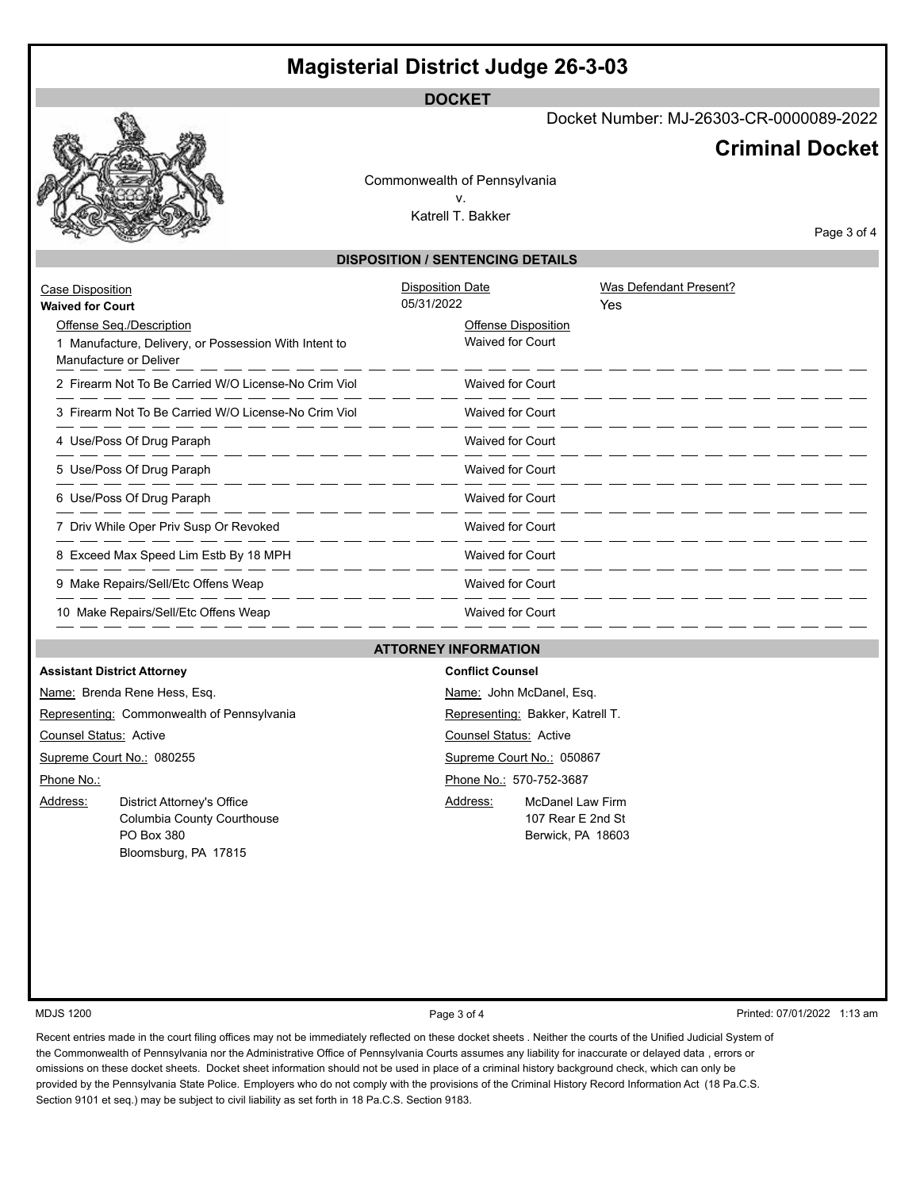# Magisterial District Judge 26-3-03

## DOCKET

Docket Number: MJ-26303-CR-0000089-2022

**Criminal Docket**

Commonwealth of Pennsylvania
v.
Katrell T. Bakker

## DISPOSITION / SENTENCING DETAILS

| Case Disposition | Disposition Date | Was Defendant Present? |
|---|---|---|
| **Waived for Court** | 05/31/2022 | Yes |

| Offense Seq./Description | Offense Disposition |
|---|---|
| 1 Manufacture, Delivery, or Possession With Intent to Manufacture or Deliver | Waived for Court |
| 2 Firearm Not To Be Carried W/O License-No Crim Viol | Waived for Court |
| 3 Firearm Not To Be Carried W/O License-No Crim Viol | Waived for Court |
| 4 Use/Poss Of Drug Paraph | Waived for Court |
| 5 Use/Poss Of Drug Paraph | Waived for Court |
| 6 Use/Poss Of Drug Paraph | Waived for Court |
| 7 Driv While Oper Priv Susp Or Revoked | Waived for Court |
| 8 Exceed Max Speed Lim Estb By 18 MPH | Waived for Court |
| 9 Make Repairs/Sell/Etc Offens Weap | Waived for Court |
| 10 Make Repairs/Sell/Etc Offens Weap | Waived for Court |

## ATTORNEY INFORMATION

**Assistant District Attorney**

Name: Brenda Rene Hess, Esq.
Representing: Commonwealth of Pennsylvania
Counsel Status: Active
Supreme Court No.: 080255
Phone No.:
Address: District Attorney's Office
Columbia County Courthouse
PO Box 380
Bloomsburg, PA 17815

**Conflict Counsel**

Name: John McDanel, Esq.
Representing: Bakker, Katrell T.
Counsel Status: Active
Supreme Court No.: 050867
Phone No.: 570-752-3687
Address: McDanel Law Firm
107 Rear E 2nd St
Berwick, PA 18603

MDJS 1200 Printed: 07/01/2022 1:13 am

Recent entries made in the court filing offices may not be immediately reflected on these docket sheets . Neither the courts of the Unified Judicial System of the Commonwealth of Pennsylvania nor the Administrative Office of Pennsylvania Courts assumes any liability for inaccurate or delayed data , errors or omissions on these docket sheets. Docket sheet information should not be used in place of a criminal history background check, which can only be provided by the Pennsylvania State Police. Employers who do not comply with the provisions of the Criminal History Record Information Act (18 Pa.C.S. Section 9101 et seq.) may be subject to civil liability as set forth in 18 Pa.C.S. Section 9183.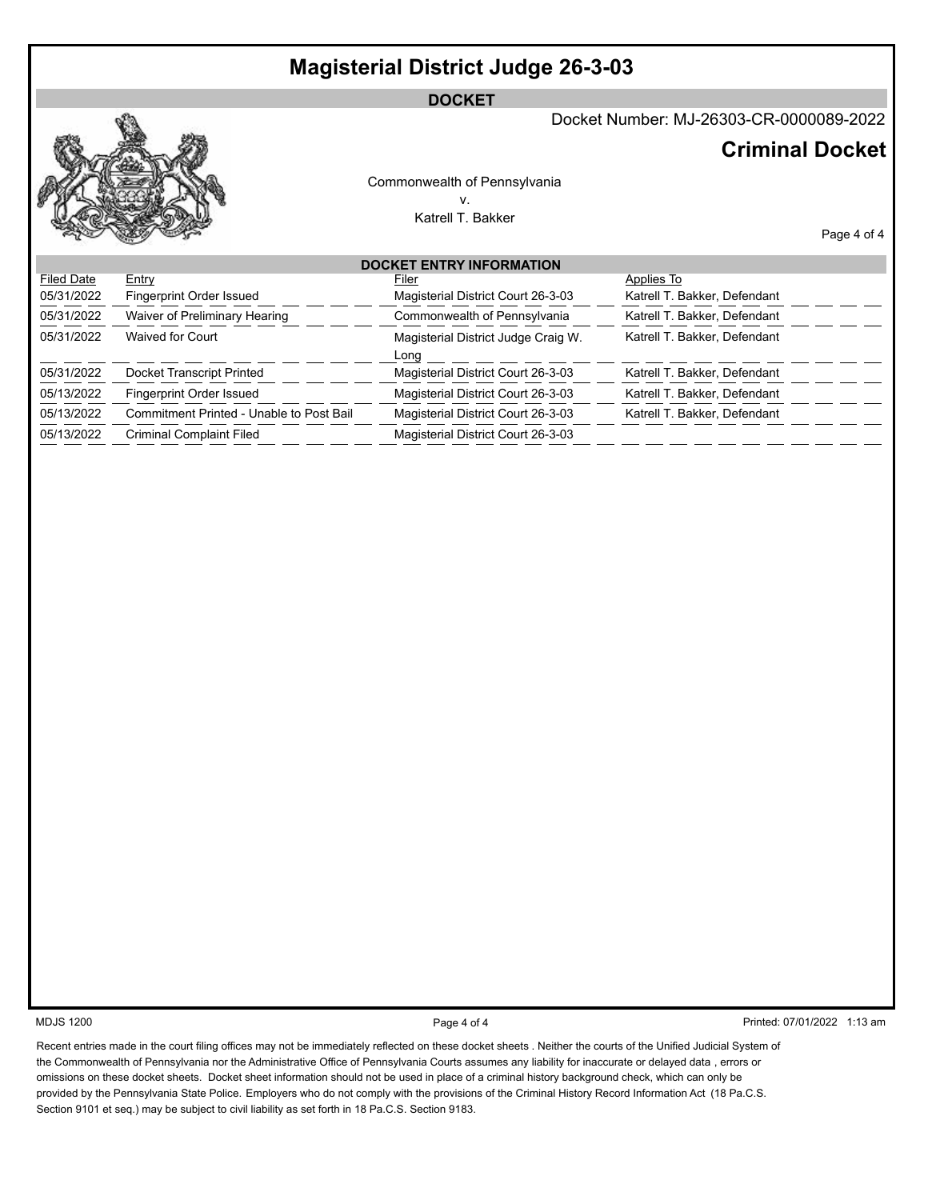# Magisterial District Judge 26-3-03

## DOCKET

Docket Number: MJ-26303-CR-0000089-2022

## Criminal Docket

Commonwealth of Pennsylvania
v.
Katrell T. Bakker

### DOCKET ENTRY INFORMATION

| Filed Date | Entry | Filer | Applies To |
|---|---|---|---|
| 05/31/2022 | Fingerprint Order Issued | Magisterial District Court 26-3-03 | Katrell T. Bakker, Defendant |
| 05/31/2022 | Waiver of Preliminary Hearing | Commonwealth of Pennsylvania | Katrell T. Bakker, Defendant |
| 05/31/2022 | Waived for Court | Magisterial District Judge Craig W. Long | Katrell T. Bakker, Defendant |
| 05/31/2022 | Docket Transcript Printed | Magisterial District Court 26-3-03 | Katrell T. Bakker, Defendant |
| 05/13/2022 | Fingerprint Order Issued | Magisterial District Court 26-3-03 | Katrell T. Bakker, Defendant |
| 05/13/2022 | Commitment Printed - Unable to Post Bail | Magisterial District Court 26-3-03 | Katrell T. Bakker, Defendant |
| 05/13/2022 | Criminal Complaint Filed | Magisterial District Court 26-3-03 | |

MDJS 1200

Printed: 07/01/2022 1:13 am

Recent entries made in the court filing offices may not be immediately reflected on these docket sheets . Neither the courts of the Unified Judicial System of the Commonwealth of Pennsylvania nor the Administrative Office of Pennsylvania Courts assumes any liability for inaccurate or delayed data , errors or omissions on these docket sheets. Docket sheet information should not be used in place of a criminal history background check, which can only be provided by the Pennsylvania State Police. Employers who do not comply with the provisions of the Criminal History Record Information Act (18 Pa.C.S. Section 9101 et seq.) may be subject to civil liability as set forth in 18 Pa.C.S. Section 9183.